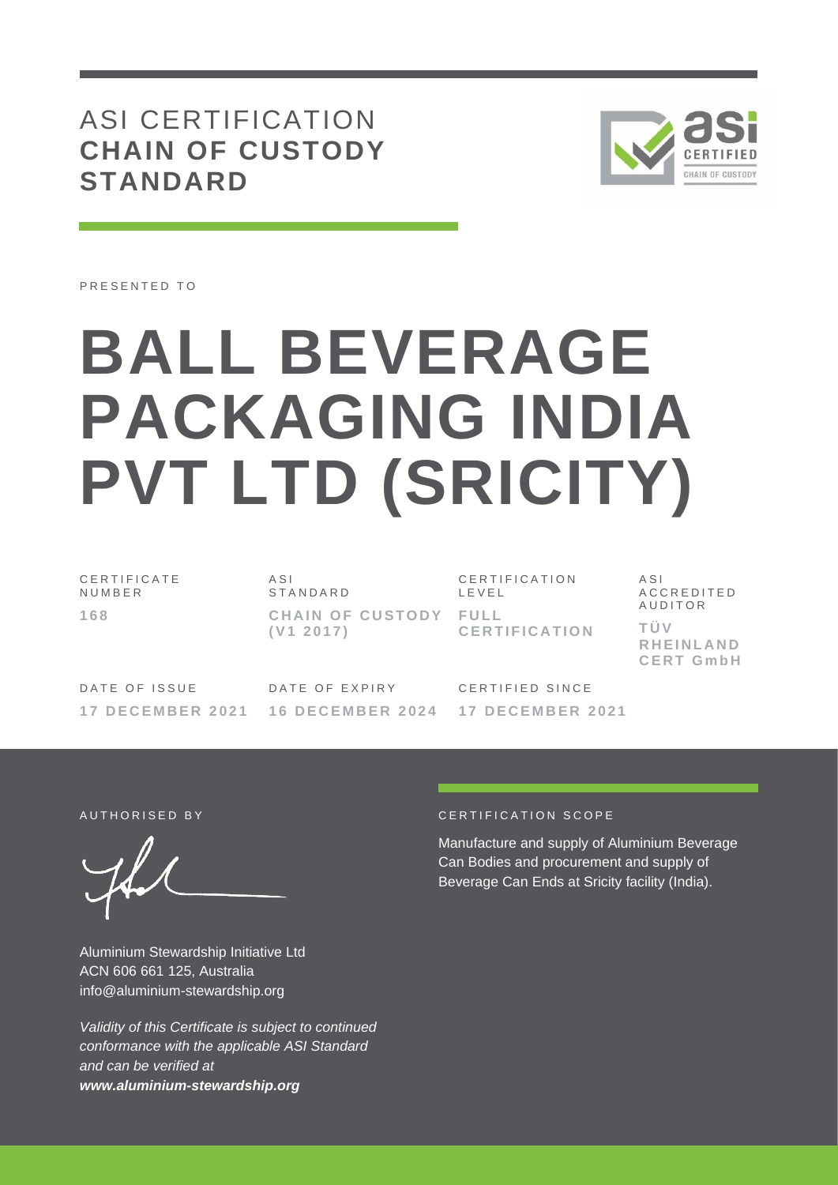# ASI CERTIFICATION
## CHAIN OF CUSTODY STANDARD

PRESENTED TO

# BALL BEVERAGE PACKAGING INDIA PVT LTD (SRICITY)

| CERTIFICATE NUMBER | ASI STANDARD | CERTIFICATION LEVEL | ASI ACCREDITED AUDITOR |
| --- | --- | --- | --- |
| **168** | **CHAIN OF CUSTODY (V1 2017)** | **FULL CERTIFICATION** | **TÜV RHEINLAND CERT GmbH** |

| DATE OF ISSUE | DATE OF EXPIRY | CERTIFIED SINCE |
| --- | --- | --- |
| **17 DECEMBER 2021** | **16 DECEMBER 2024** | **17 DECEMBER 2021** |

AUTHORISED BY

Aluminium Stewardship Initiative Ltd
ACN 606 661 125, Australia
info@aluminium-stewardship.org

*Validity of this Certificate is subject to continued conformance with the applicable ASI Standard and can be verified at **www.aluminium-stewardship.org***

CERTIFICATION SCOPE

Manufacture and supply of Aluminium Beverage Can Bodies and procurement and supply of Beverage Can Ends at Sricity facility (India).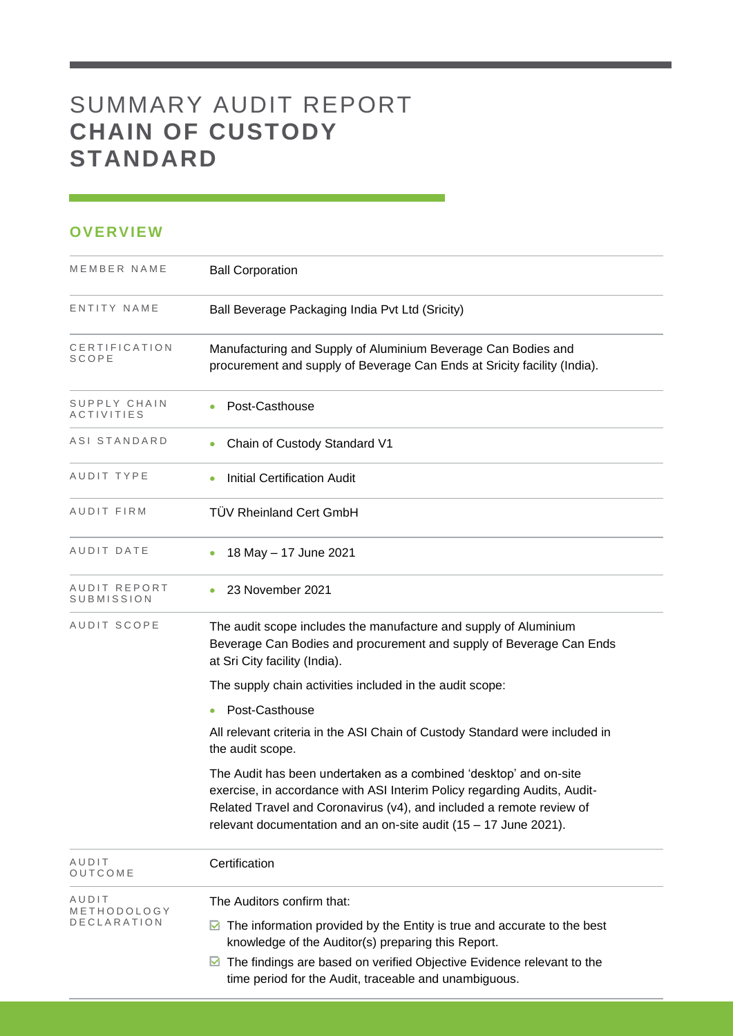# SUMMARY AUDIT REPORT **CHAIN OF CUSTODY STANDARD**

## OVERVIEW

| | |
|---|---|
| MEMBER NAME | Ball Corporation |
| ENTITY NAME | Ball Beverage Packaging India Pvt Ltd (Sricity) |
| CERTIFICATION SCOPE | Manufacturing and Supply of Aluminium Beverage Can Bodies and procurement and supply of Beverage Can Ends at Sricity facility (India). |
| SUPPLY CHAIN ACTIVITIES | • Post-Casthouse |
| ASI STANDARD | • Chain of Custody Standard V1 |
| AUDIT TYPE | • Initial Certification Audit |
| AUDIT FIRM | TÜV Rheinland Cert GmbH |
| AUDIT DATE | • 18 May – 17 June 2021 |
| AUDIT REPORT SUBMISSION | • 23 November 2021 |
| AUDIT SCOPE | The audit scope includes the manufacture and supply of Aluminium Beverage Can Bodies and procurement and supply of Beverage Can Ends at Sri City facility (India).<br><br>The supply chain activities included in the audit scope:<br><br>• Post-Casthouse<br><br>All relevant criteria in the ASI Chain of Custody Standard were included in the audit scope.<br><br>The Audit has been undertaken as a combined 'desktop' and on-site exercise, in accordance with ASI Interim Policy regarding Audits, Audit-Related Travel and Coronavirus (v4), and included a remote review of relevant documentation and an on-site audit (15 – 17 June 2021). |
| AUDIT OUTCOME | Certification |
| AUDIT METHODOLOGY DECLARATION | The Auditors confirm that:<br><br>☑ The information provided by the Entity is true and accurate to the best knowledge of the Auditor(s) preparing this Report.<br><br>☑ The findings are based on verified Objective Evidence relevant to the time period for the Audit, traceable and unambiguous. |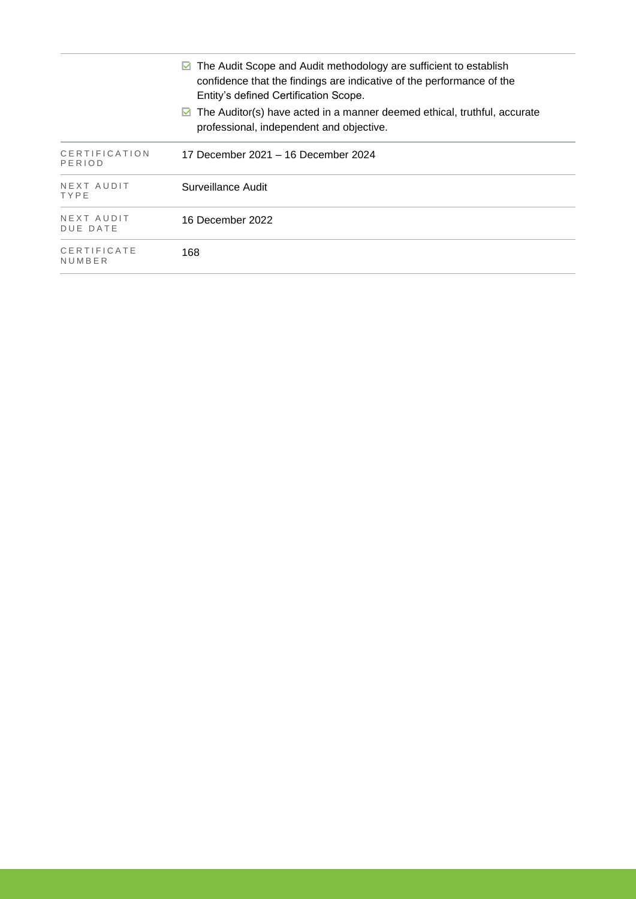| | |
|---|---|
| | ☑ The Audit Scope and Audit methodology are sufficient to establish confidence that the findings are indicative of the performance of the Entity's defined Certification Scope.<br>☑ The Auditor(s) have acted in a manner deemed ethical, truthful, accurate professional, independent and objective. |
| CERTIFICATION PERIOD | 17 December 2021 – 16 December 2024 |
| NEXT AUDIT TYPE | Surveillance Audit |
| NEXT AUDIT DUE DATE | 16 December 2022 |
| CERTIFICATE NUMBER | 168 |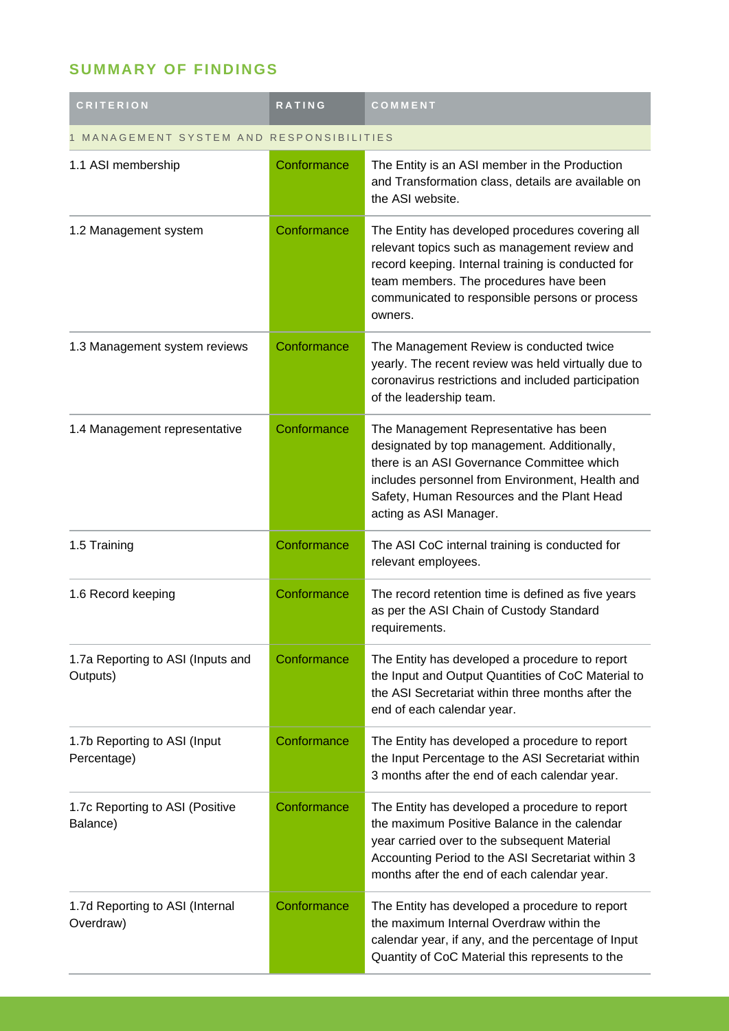## SUMMARY OF FINDINGS

| CRITERION | RATING | COMMENT |
|---|---|---|
| 1 MANAGEMENT SYSTEM AND RESPONSIBILITIES | | |
| 1.1 ASI membership | Conformance | The Entity is an ASI member in the Production and Transformation class, details are available on the ASI website. |
| 1.2 Management system | Conformance | The Entity has developed procedures covering all relevant topics such as management review and record keeping. Internal training is conducted for team members. The procedures have been communicated to responsible persons or process owners. |
| 1.3 Management system reviews | Conformance | The Management Review is conducted twice yearly. The recent review was held virtually due to coronavirus restrictions and included participation of the leadership team. |
| 1.4 Management representative | Conformance | The Management Representative has been designated by top management. Additionally, there is an ASI Governance Committee which includes personnel from Environment, Health and Safety, Human Resources and the Plant Head acting as ASI Manager. |
| 1.5 Training | Conformance | The ASI CoC internal training is conducted for relevant employees. |
| 1.6 Record keeping | Conformance | The record retention time is defined as five years as per the ASI Chain of Custody Standard requirements. |
| 1.7a Reporting to ASI (Inputs and Outputs) | Conformance | The Entity has developed a procedure to report the Input and Output Quantities of CoC Material to the ASI Secretariat within three months after the end of each calendar year. |
| 1.7b Reporting to ASI (Input Percentage) | Conformance | The Entity has developed a procedure to report the Input Percentage to the ASI Secretariat within 3 months after the end of each calendar year. |
| 1.7c Reporting to ASI (Positive Balance) | Conformance | The Entity has developed a procedure to report the maximum Positive Balance in the calendar year carried over to the subsequent Material Accounting Period to the ASI Secretariat within 3 months after the end of each calendar year. |
| 1.7d Reporting to ASI (Internal Overdraw) | Conformance | The Entity has developed a procedure to report the maximum Internal Overdraw within the calendar year, if any, and the percentage of Input Quantity of CoC Material this represents to the |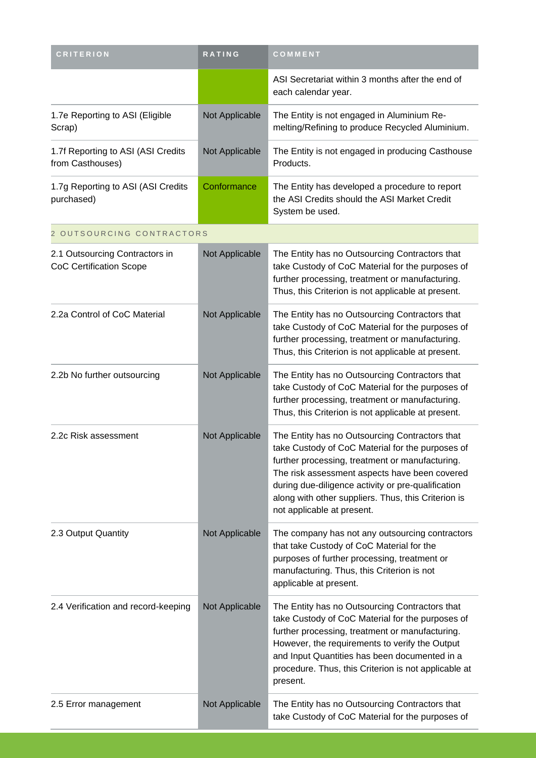| CRITERION | RATING | COMMENT |
|---|---|---|
| | | ASI Secretariat within 3 months after the end of each calendar year. |
| 1.7e Reporting to ASI (Eligible Scrap) | Not Applicable | The Entity is not engaged in Aluminium Re-melting/Refining to produce Recycled Aluminium. |
| 1.7f Reporting to ASI (ASI Credits from Casthouses) | Not Applicable | The Entity is not engaged in producing Casthouse Products. |
| 1.7g Reporting to ASI (ASI Credits purchased) | Conformance | The Entity has developed a procedure to report the ASI Credits should the ASI Market Credit System be used. |
| 2 OUTSOURCING CONTRACTORS | | |
| 2.1 Outsourcing Contractors in CoC Certification Scope | Not Applicable | The Entity has no Outsourcing Contractors that take Custody of CoC Material for the purposes of further processing, treatment or manufacturing. Thus, this Criterion is not applicable at present. |
| 2.2a Control of CoC Material | Not Applicable | The Entity has no Outsourcing Contractors that take Custody of CoC Material for the purposes of further processing, treatment or manufacturing. Thus, this Criterion is not applicable at present. |
| 2.2b No further outsourcing | Not Applicable | The Entity has no Outsourcing Contractors that take Custody of CoC Material for the purposes of further processing, treatment or manufacturing. Thus, this Criterion is not applicable at present. |
| 2.2c Risk assessment | Not Applicable | The Entity has no Outsourcing Contractors that take Custody of CoC Material for the purposes of further processing, treatment or manufacturing. The risk assessment aspects have been covered during due-diligence activity or pre-qualification along with other suppliers. Thus, this Criterion is not applicable at present. |
| 2.3 Output Quantity | Not Applicable | The company has not any outsourcing contractors that take Custody of CoC Material for the purposes of further processing, treatment or manufacturing. Thus, this Criterion is not applicable at present. |
| 2.4 Verification and record-keeping | Not Applicable | The Entity has no Outsourcing Contractors that take Custody of CoC Material for the purposes of further processing, treatment or manufacturing. However, the requirements to verify the Output and Input Quantities has been documented in a procedure. Thus, this Criterion is not applicable at present. |
| 2.5 Error management | Not Applicable | The Entity has no Outsourcing Contractors that take Custody of CoC Material for the purposes of |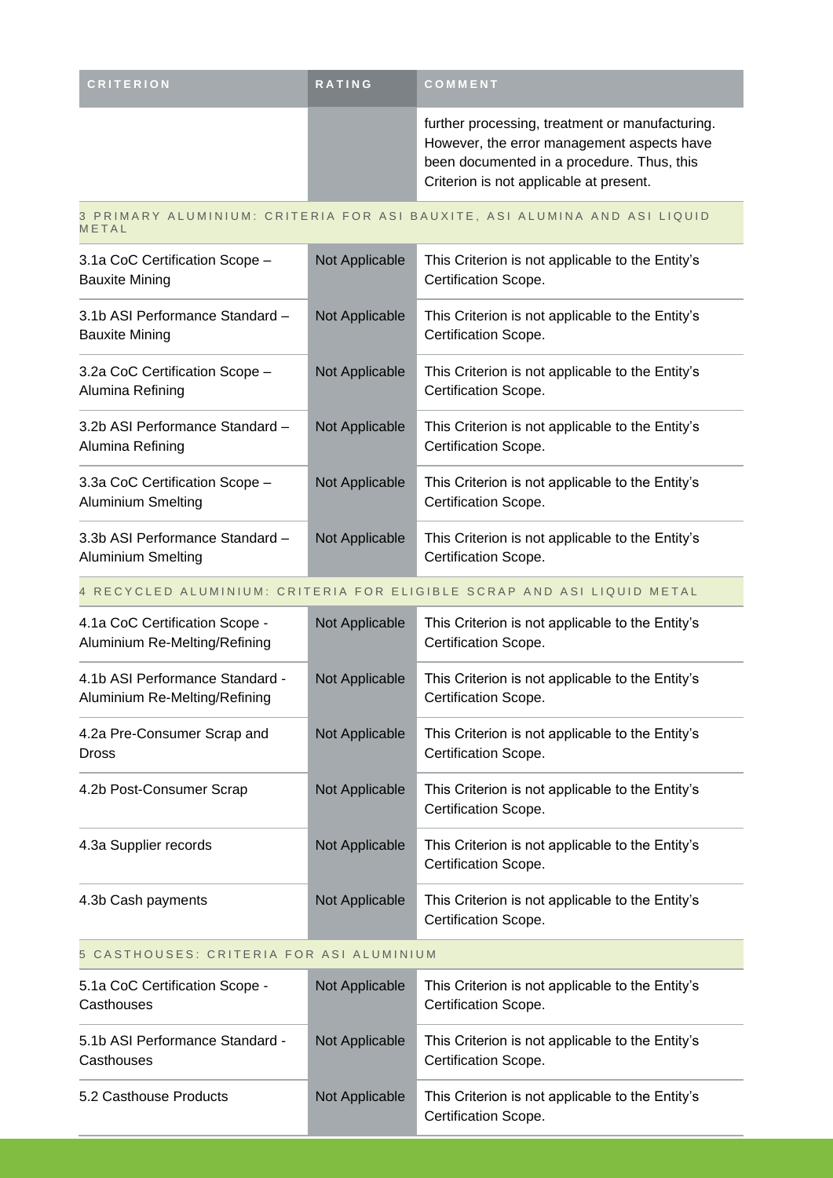| CRITERION | RATING | COMMENT |
| --- | --- | --- |
| | | further processing, treatment or manufacturing. However, the error management aspects have been documented in a procedure. Thus, this Criterion is not applicable at present. |
| **3 PRIMARY ALUMINIUM: CRITERIA FOR ASI BAUXITE, ASI ALUMINA AND ASI LIQUID METAL** | | |
| 3.1a CoC Certification Scope – Bauxite Mining | Not Applicable | This Criterion is not applicable to the Entity's Certification Scope. |
| 3.1b ASI Performance Standard – Bauxite Mining | Not Applicable | This Criterion is not applicable to the Entity's Certification Scope. |
| 3.2a CoC Certification Scope – Alumina Refining | Not Applicable | This Criterion is not applicable to the Entity's Certification Scope. |
| 3.2b ASI Performance Standard – Alumina Refining | Not Applicable | This Criterion is not applicable to the Entity's Certification Scope. |
| 3.3a CoC Certification Scope – Aluminium Smelting | Not Applicable | This Criterion is not applicable to the Entity's Certification Scope. |
| 3.3b ASI Performance Standard – Aluminium Smelting | Not Applicable | This Criterion is not applicable to the Entity's Certification Scope. |
| **4 RECYCLED ALUMINIUM: CRITERIA FOR ELIGIBLE SCRAP AND ASI LIQUID METAL** | | |
| 4.1a CoC Certification Scope - Aluminium Re-Melting/Refining | Not Applicable | This Criterion is not applicable to the Entity's Certification Scope. |
| 4.1b ASI Performance Standard - Aluminium Re-Melting/Refining | Not Applicable | This Criterion is not applicable to the Entity's Certification Scope. |
| 4.2a Pre-Consumer Scrap and Dross | Not Applicable | This Criterion is not applicable to the Entity's Certification Scope. |
| 4.2b Post-Consumer Scrap | Not Applicable | This Criterion is not applicable to the Entity's Certification Scope. |
| 4.3a Supplier records | Not Applicable | This Criterion is not applicable to the Entity's Certification Scope. |
| 4.3b Cash payments | Not Applicable | This Criterion is not applicable to the Entity's Certification Scope. |
| **5 CASTHOUSES: CRITERIA FOR ASI ALUMINIUM** | | |
| 5.1a CoC Certification Scope - Casthouses | Not Applicable | This Criterion is not applicable to the Entity's Certification Scope. |
| 5.1b ASI Performance Standard - Casthouses | Not Applicable | This Criterion is not applicable to the Entity's Certification Scope. |
| 5.2 Casthouse Products | Not Applicable | This Criterion is not applicable to the Entity's Certification Scope. |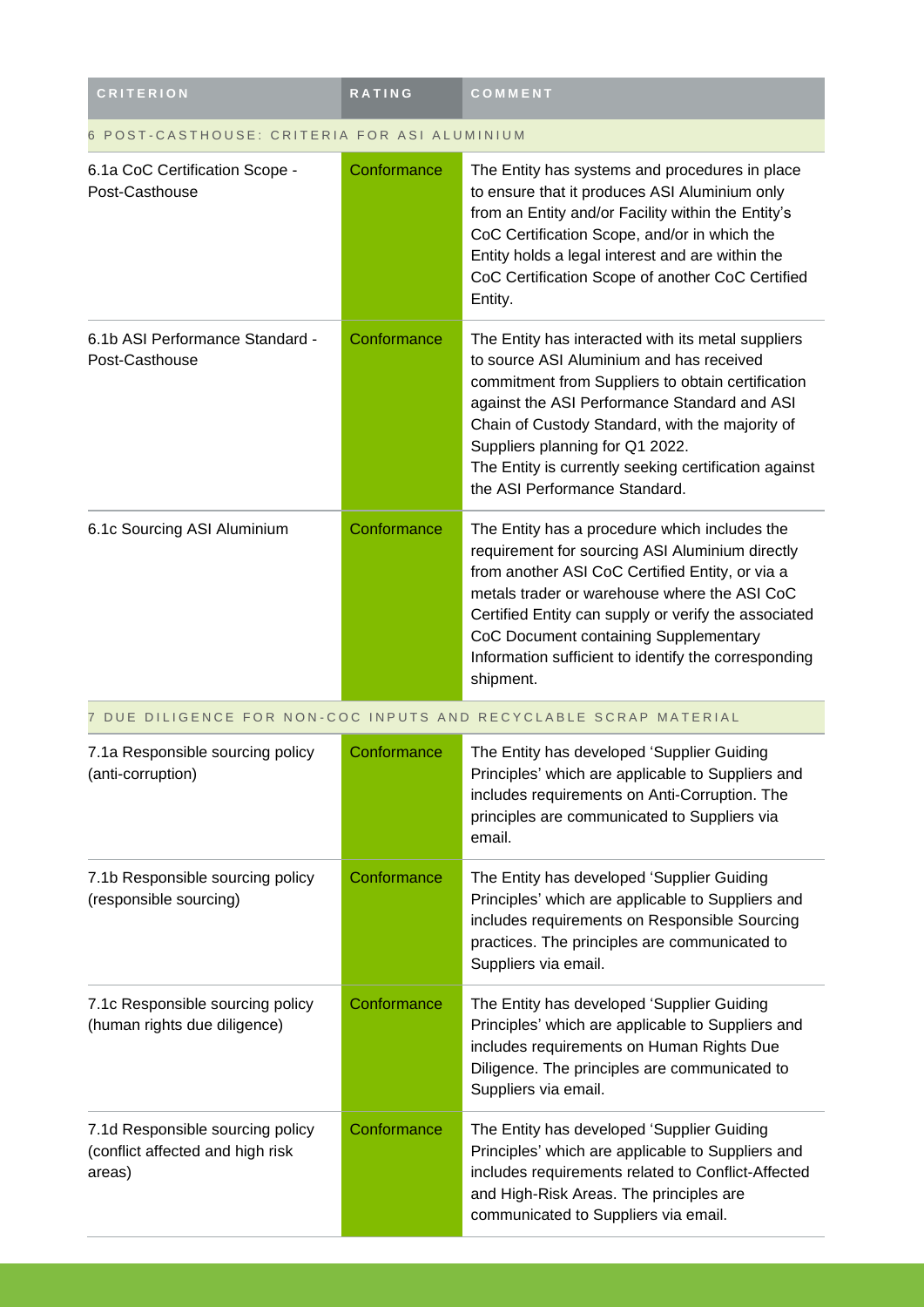| CRITERION | RATING | COMMENT |
|---|---|---|
| 6 POST-CASTHOUSE: CRITERIA FOR ASI ALUMINIUM | | |
| 6.1a CoC Certification Scope - Post-Casthouse | Conformance | The Entity has systems and procedures in place to ensure that it produces ASI Aluminium only from an Entity and/or Facility within the Entity's CoC Certification Scope, and/or in which the Entity holds a legal interest and are within the CoC Certification Scope of another CoC Certified Entity. |
| 6.1b ASI Performance Standard - Post-Casthouse | Conformance | The Entity has interacted with its metal suppliers to source ASI Aluminium and has received commitment from Suppliers to obtain certification against the ASI Performance Standard and ASI Chain of Custody Standard, with the majority of Suppliers planning for Q1 2022. The Entity is currently seeking certification against the ASI Performance Standard. |
| 6.1c Sourcing ASI Aluminium | Conformance | The Entity has a procedure which includes the requirement for sourcing ASI Aluminium directly from another ASI CoC Certified Entity, or via a metals trader or warehouse where the ASI CoC Certified Entity can supply or verify the associated CoC Document containing Supplementary Information sufficient to identify the corresponding shipment. |
| 7 DUE DILIGENCE FOR NON-COC INPUTS AND RECYCLABLE SCRAP MATERIAL | | |
| 7.1a Responsible sourcing policy (anti-corruption) | Conformance | The Entity has developed 'Supplier Guiding Principles' which are applicable to Suppliers and includes requirements on Anti-Corruption. The principles are communicated to Suppliers via email. |
| 7.1b Responsible sourcing policy (responsible sourcing) | Conformance | The Entity has developed 'Supplier Guiding Principles' which are applicable to Suppliers and includes requirements on Responsible Sourcing practices. The principles are communicated to Suppliers via email. |
| 7.1c Responsible sourcing policy (human rights due diligence) | Conformance | The Entity has developed 'Supplier Guiding Principles' which are applicable to Suppliers and includes requirements on Human Rights Due Diligence. The principles are communicated to Suppliers via email. |
| 7.1d Responsible sourcing policy (conflict affected and high risk areas) | Conformance | The Entity has developed 'Supplier Guiding Principles' which are applicable to Suppliers and includes requirements related to Conflict-Affected and High-Risk Areas. The principles are communicated to Suppliers via email. |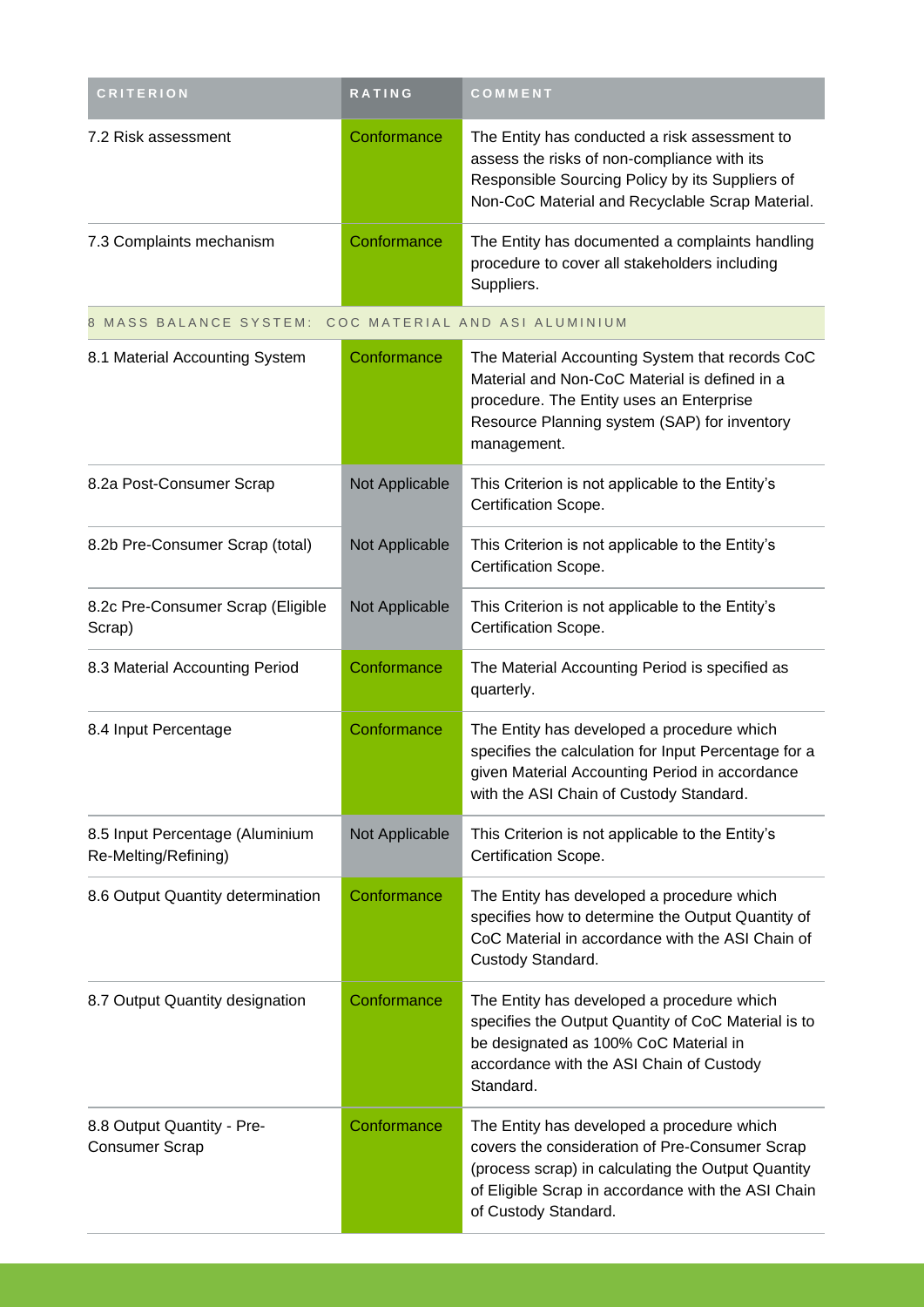| CRITERION | RATING | COMMENT |
| --- | --- | --- |
| 7.2 Risk assessment | Conformance | The Entity has conducted a risk assessment to assess the risks of non-compliance with its Responsible Sourcing Policy by its Suppliers of Non-CoC Material and Recyclable Scrap Material. |
| 7.3 Complaints mechanism | Conformance | The Entity has documented a complaints handling procedure to cover all stakeholders including Suppliers. |
| 8 MASS BALANCE SYSTEM: COC MATERIAL AND ASI ALUMINIUM | | |
| 8.1 Material Accounting System | Conformance | The Material Accounting System that records CoC Material and Non-CoC Material is defined in a procedure. The Entity uses an Enterprise Resource Planning system (SAP) for inventory management. |
| 8.2a Post-Consumer Scrap | Not Applicable | This Criterion is not applicable to the Entity's Certification Scope. |
| 8.2b Pre-Consumer Scrap (total) | Not Applicable | This Criterion is not applicable to the Entity's Certification Scope. |
| 8.2c Pre-Consumer Scrap (Eligible Scrap) | Not Applicable | This Criterion is not applicable to the Entity's Certification Scope. |
| 8.3 Material Accounting Period | Conformance | The Material Accounting Period is specified as quarterly. |
| 8.4 Input Percentage | Conformance | The Entity has developed a procedure which specifies the calculation for Input Percentage for a given Material Accounting Period in accordance with the ASI Chain of Custody Standard. |
| 8.5 Input Percentage (Aluminium Re-Melting/Refining) | Not Applicable | This Criterion is not applicable to the Entity's Certification Scope. |
| 8.6 Output Quantity determination | Conformance | The Entity has developed a procedure which specifies how to determine the Output Quantity of CoC Material in accordance with the ASI Chain of Custody Standard. |
| 8.7 Output Quantity designation | Conformance | The Entity has developed a procedure which specifies the Output Quantity of CoC Material is to be designated as 100% CoC Material in accordance with the ASI Chain of Custody Standard. |
| 8.8 Output Quantity - Pre-Consumer Scrap | Conformance | The Entity has developed a procedure which covers the consideration of Pre-Consumer Scrap (process scrap) in calculating the Output Quantity of Eligible Scrap in accordance with the ASI Chain of Custody Standard. |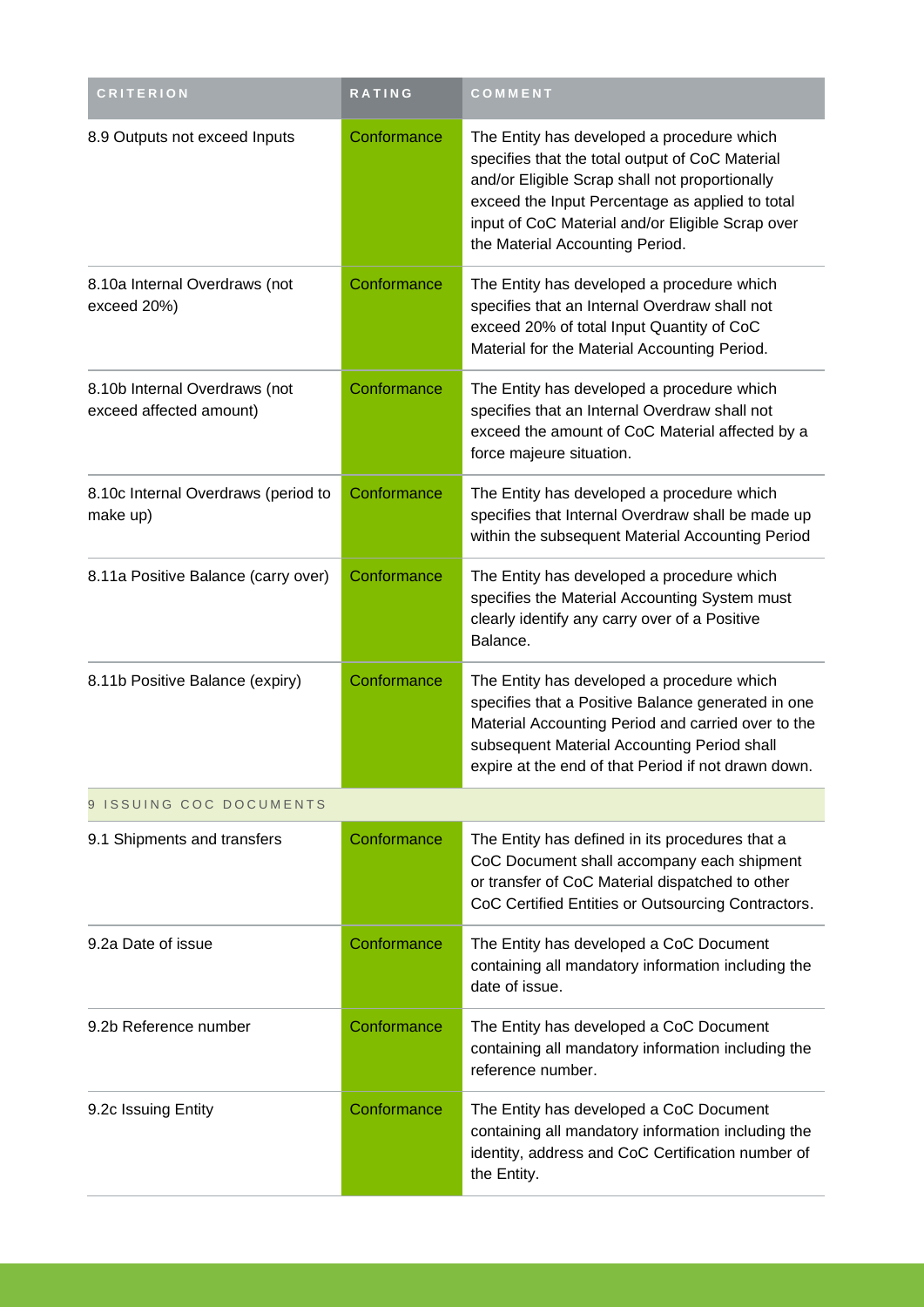| CRITERION | RATING | COMMENT |
| --- | --- | --- |
| 8.9 Outputs not exceed Inputs | Conformance | The Entity has developed a procedure which specifies that the total output of CoC Material and/or Eligible Scrap shall not proportionally exceed the Input Percentage as applied to total input of CoC Material and/or Eligible Scrap over the Material Accounting Period. |
| 8.10a Internal Overdraws (not exceed 20%) | Conformance | The Entity has developed a procedure which specifies that an Internal Overdraw shall not exceed 20% of total Input Quantity of CoC Material for the Material Accounting Period. |
| 8.10b Internal Overdraws (not exceed affected amount) | Conformance | The Entity has developed a procedure which specifies that an Internal Overdraw shall not exceed the amount of CoC Material affected by a force majeure situation. |
| 8.10c Internal Overdraws (period to make up) | Conformance | The Entity has developed a procedure which specifies that Internal Overdraw shall be made up within the subsequent Material Accounting Period |
| 8.11a Positive Balance (carry over) | Conformance | The Entity has developed a procedure which specifies the Material Accounting System must clearly identify any carry over of a Positive Balance. |
| 8.11b Positive Balance (expiry) | Conformance | The Entity has developed a procedure which specifies that a Positive Balance generated in one Material Accounting Period and carried over to the subsequent Material Accounting Period shall expire at the end of that Period if not drawn down. |
| 9 ISSUING COC DOCUMENTS | | |
| 9.1 Shipments and transfers | Conformance | The Entity has defined in its procedures that a CoC Document shall accompany each shipment or transfer of CoC Material dispatched to other CoC Certified Entities or Outsourcing Contractors. |
| 9.2a Date of issue | Conformance | The Entity has developed a CoC Document containing all mandatory information including the date of issue. |
| 9.2b Reference number | Conformance | The Entity has developed a CoC Document containing all mandatory information including the reference number. |
| 9.2c Issuing Entity | Conformance | The Entity has developed a CoC Document containing all mandatory information including the identity, address and CoC Certification number of the Entity. |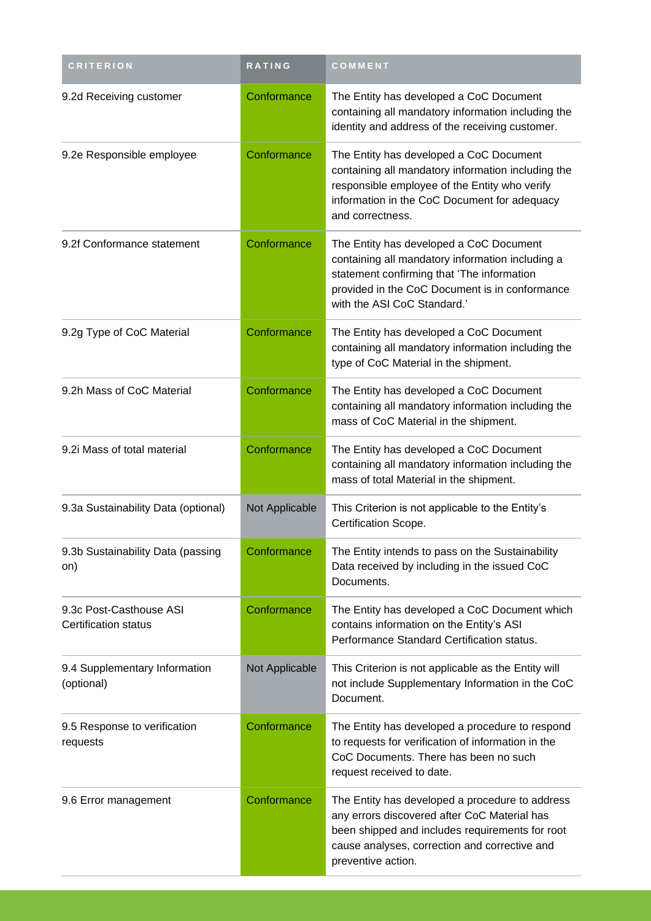| CRITERION | RATING | COMMENT |
| --- | --- | --- |
| 9.2d Receiving customer | Conformance | The Entity has developed a CoC Document containing all mandatory information including the identity and address of the receiving customer. |
| 9.2e Responsible employee | Conformance | The Entity has developed a CoC Document containing all mandatory information including the responsible employee of the Entity who verify information in the CoC Document for adequacy and correctness. |
| 9.2f Conformance statement | Conformance | The Entity has developed a CoC Document containing all mandatory information including a statement confirming that 'The information provided in the CoC Document is in conformance with the ASI CoC Standard.' |
| 9.2g Type of CoC Material | Conformance | The Entity has developed a CoC Document containing all mandatory information including the type of CoC Material in the shipment. |
| 9.2h Mass of CoC Material | Conformance | The Entity has developed a CoC Document containing all mandatory information including the mass of CoC Material in the shipment. |
| 9.2i Mass of total material | Conformance | The Entity has developed a CoC Document containing all mandatory information including the mass of total Material in the shipment. |
| 9.3a Sustainability Data (optional) | Not Applicable | This Criterion is not applicable to the Entity's Certification Scope. |
| 9.3b Sustainability Data (passing on) | Conformance | The Entity intends to pass on the Sustainability Data received by including in the issued CoC Documents. |
| 9.3c Post-Casthouse ASI Certification status | Conformance | The Entity has developed a CoC Document which contains information on the Entity's ASI Performance Standard Certification status. |
| 9.4 Supplementary Information (optional) | Not Applicable | This Criterion is not applicable as the Entity will not include Supplementary Information in the CoC Document. |
| 9.5 Response to verification requests | Conformance | The Entity has developed a procedure to respond to requests for verification of information in the CoC Documents. There has been no such request received to date. |
| 9.6 Error management | Conformance | The Entity has developed a procedure to address any errors discovered after CoC Material has been shipped and includes requirements for root cause analyses, correction and corrective and preventive action. |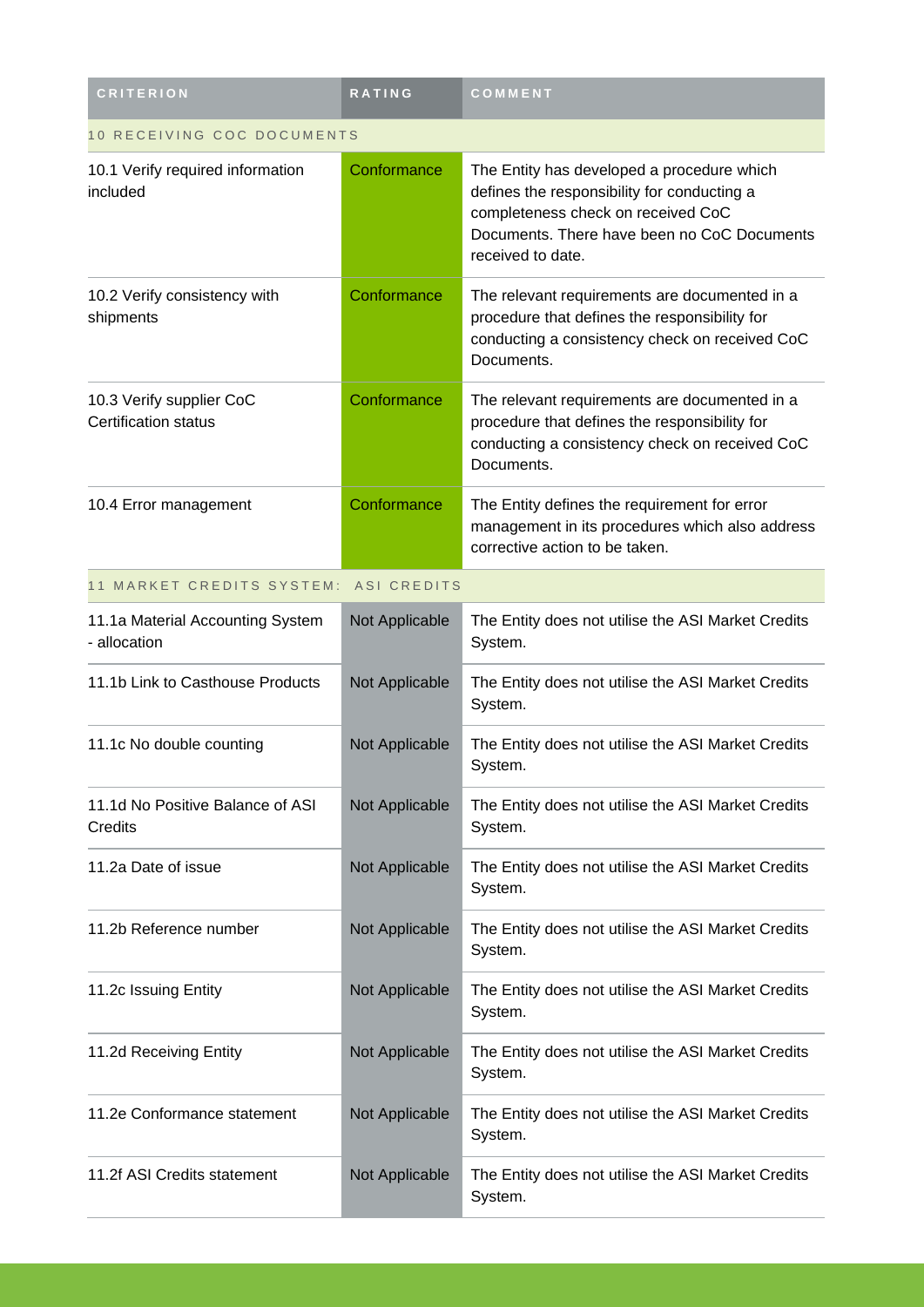| CRITERION | RATING | COMMENT |
| --- | --- | --- |
| 10 RECEIVING COC DOCUMENTS | | |
| 10.1 Verify required information included | Conformance | The Entity has developed a procedure which defines the responsibility for conducting a completeness check on received CoC Documents. There have been no CoC Documents received to date. |
| 10.2 Verify consistency with shipments | Conformance | The relevant requirements are documented in a procedure that defines the responsibility for conducting a consistency check on received CoC Documents. |
| 10.3 Verify supplier CoC Certification status | Conformance | The relevant requirements are documented in a procedure that defines the responsibility for conducting a consistency check on received CoC Documents. |
| 10.4 Error management | Conformance | The Entity defines the requirement for error management in its procedures which also address corrective action to be taken. |
| 11 MARKET CREDITS SYSTEM: ASI CREDITS | | |
| 11.1a Material Accounting System - allocation | Not Applicable | The Entity does not utilise the ASI Market Credits System. |
| 11.1b Link to Casthouse Products | Not Applicable | The Entity does not utilise the ASI Market Credits System. |
| 11.1c No double counting | Not Applicable | The Entity does not utilise the ASI Market Credits System. |
| 11.1d No Positive Balance of ASI Credits | Not Applicable | The Entity does not utilise the ASI Market Credits System. |
| 11.2a Date of issue | Not Applicable | The Entity does not utilise the ASI Market Credits System. |
| 11.2b Reference number | Not Applicable | The Entity does not utilise the ASI Market Credits System. |
| 11.2c Issuing Entity | Not Applicable | The Entity does not utilise the ASI Market Credits System. |
| 11.2d Receiving Entity | Not Applicable | The Entity does not utilise the ASI Market Credits System. |
| 11.2e Conformance statement | Not Applicable | The Entity does not utilise the ASI Market Credits System. |
| 11.2f ASI Credits statement | Not Applicable | The Entity does not utilise the ASI Market Credits System. |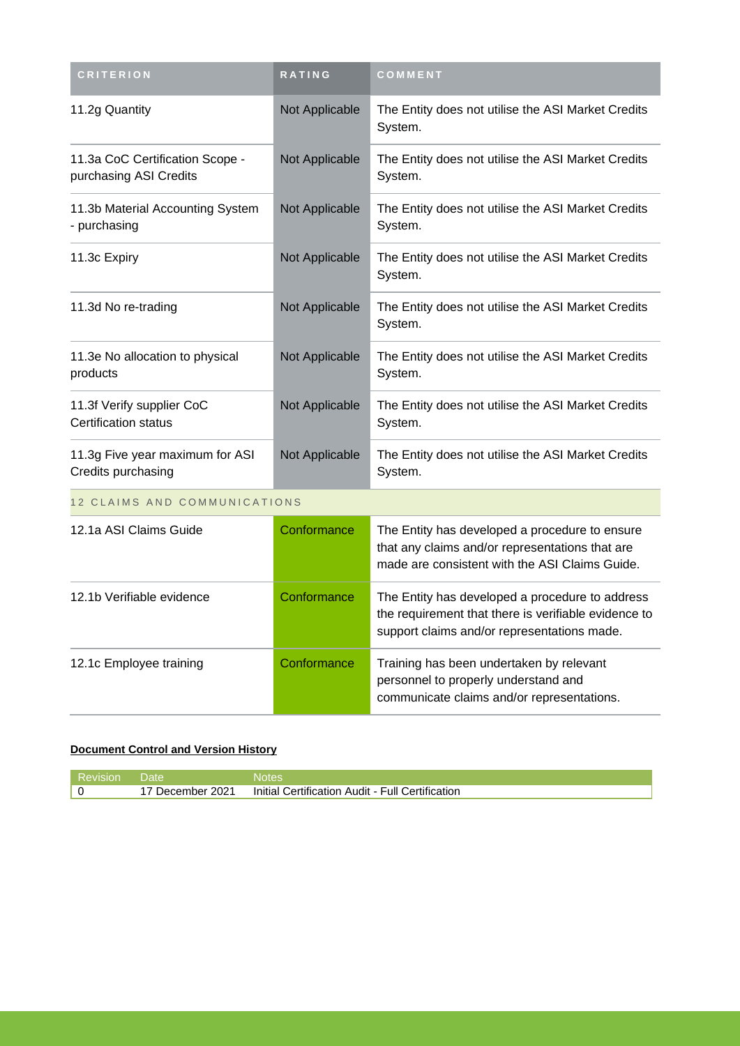| CRITERION | RATING | COMMENT |
| --- | --- | --- |
| 11.2g Quantity | Not Applicable | The Entity does not utilise the ASI Market Credits System. |
| 11.3a CoC Certification Scope - purchasing ASI Credits | Not Applicable | The Entity does not utilise the ASI Market Credits System. |
| 11.3b Material Accounting System - purchasing | Not Applicable | The Entity does not utilise the ASI Market Credits System. |
| 11.3c Expiry | Not Applicable | The Entity does not utilise the ASI Market Credits System. |
| 11.3d No re-trading | Not Applicable | The Entity does not utilise the ASI Market Credits System. |
| 11.3e No allocation to physical products | Not Applicable | The Entity does not utilise the ASI Market Credits System. |
| 11.3f Verify supplier CoC Certification status | Not Applicable | The Entity does not utilise the ASI Market Credits System. |
| 11.3g Five year maximum for ASI Credits purchasing | Not Applicable | The Entity does not utilise the ASI Market Credits System. |
| 12 CLAIMS AND COMMUNICATIONS | | |
| 12.1a ASI Claims Guide | Conformance | The Entity has developed a procedure to ensure that any claims and/or representations that are made are consistent with the ASI Claims Guide. |
| 12.1b Verifiable evidence | Conformance | The Entity has developed a procedure to address the requirement that there is verifiable evidence to support claims and/or representations made. |
| 12.1c Employee training | Conformance | Training has been undertaken by relevant personnel to properly understand and communicate claims and/or representations. |

**Document Control and Version History**

| Revision | Date | Notes |
| --- | --- | --- |
| 0 | 17 December 2021 | Initial Certification Audit - Full Certification |